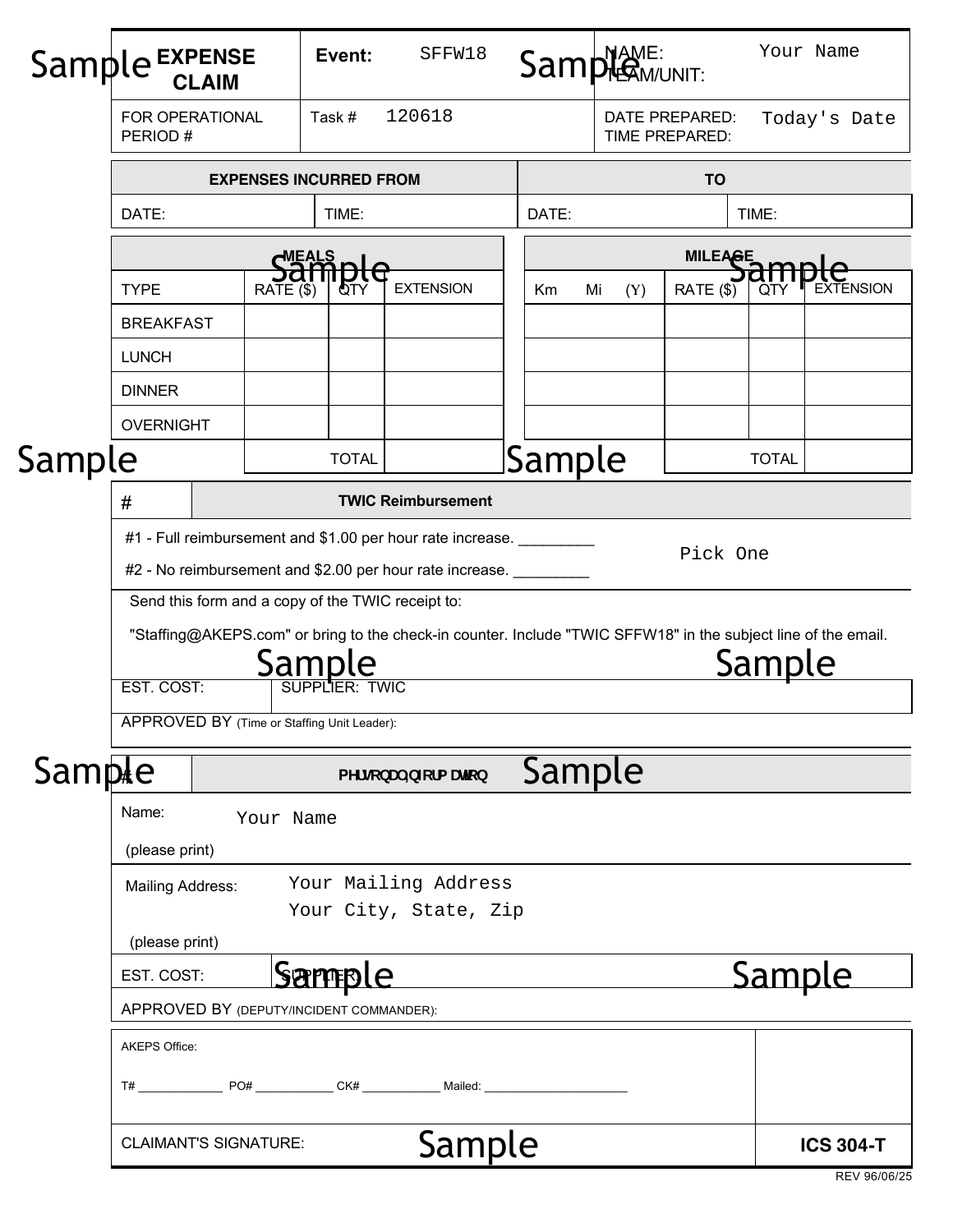Sample

| **EXPENSE CLAIM** | **Event:** SFFW18 | NAME: Your Name<br>TEAM/UNIT: |
|---|---|---|
| FOR OPERATIONAL PERIOD # | Task # 120618 | DATE PREPARED: Today's Date<br>TIME PREPARED: |

| **EXPENSES INCURRED FROM** | | **TO** | |
|---|---|---|---|
| DATE: | TIME: | DATE: | TIME: |

| **MEALS** | | | |
|---|---|---|---|
| TYPE | RATE ($) | QTY | EXTENSION |
| BREAKFAST | | | |
| LUNCH | | | |
| DINNER | | | |
| OVERNIGHT | | | |
| | | TOTAL | |

| **MILEAGE** | | | |
|---|---|---|---|
| Km Mi (Y) | RATE ($) | QTY | EXTENSION |
| | | | |
| | | | |
| | | | |
| | | | |
| | | TOTAL | |

| # | **TWIC Reimbursement** |
|---|---|

#1 - Full reimbursement and $1.00 per hour rate increase. _________

#2 - No reimbursement and $2.00 per hour rate increase. _________

Pick One

Send this form and a copy of the TWIC receipt to:

"Staffing@AKEPS.com" or bring to the check-in counter. Include "TWIC SFFW18" in the subject line of the email.

| EST. COST: | SUPPLIER: TWIC |
|---|---|

APPROVED BY (Time or Staffing Unit Leader):

| # | **PHUVRQDO,QIRUPDWLRQ** |
|---|---|

Name: Your Name

(please print)

Mailing Address: Your Mailing Address
Your City, State, Zip

(please print)

| EST. COST: | SUPPLIER: |
|---|---|

APPROVED BY (DEPUTY/INCIDENT COMMANDER):

AKEPS Office:

T# ____________ PO# ____________ CK# ____________ Mailed: ______________________

CLAIMANT'S SIGNATURE:

**ICS 304-T**

REV 96/06/25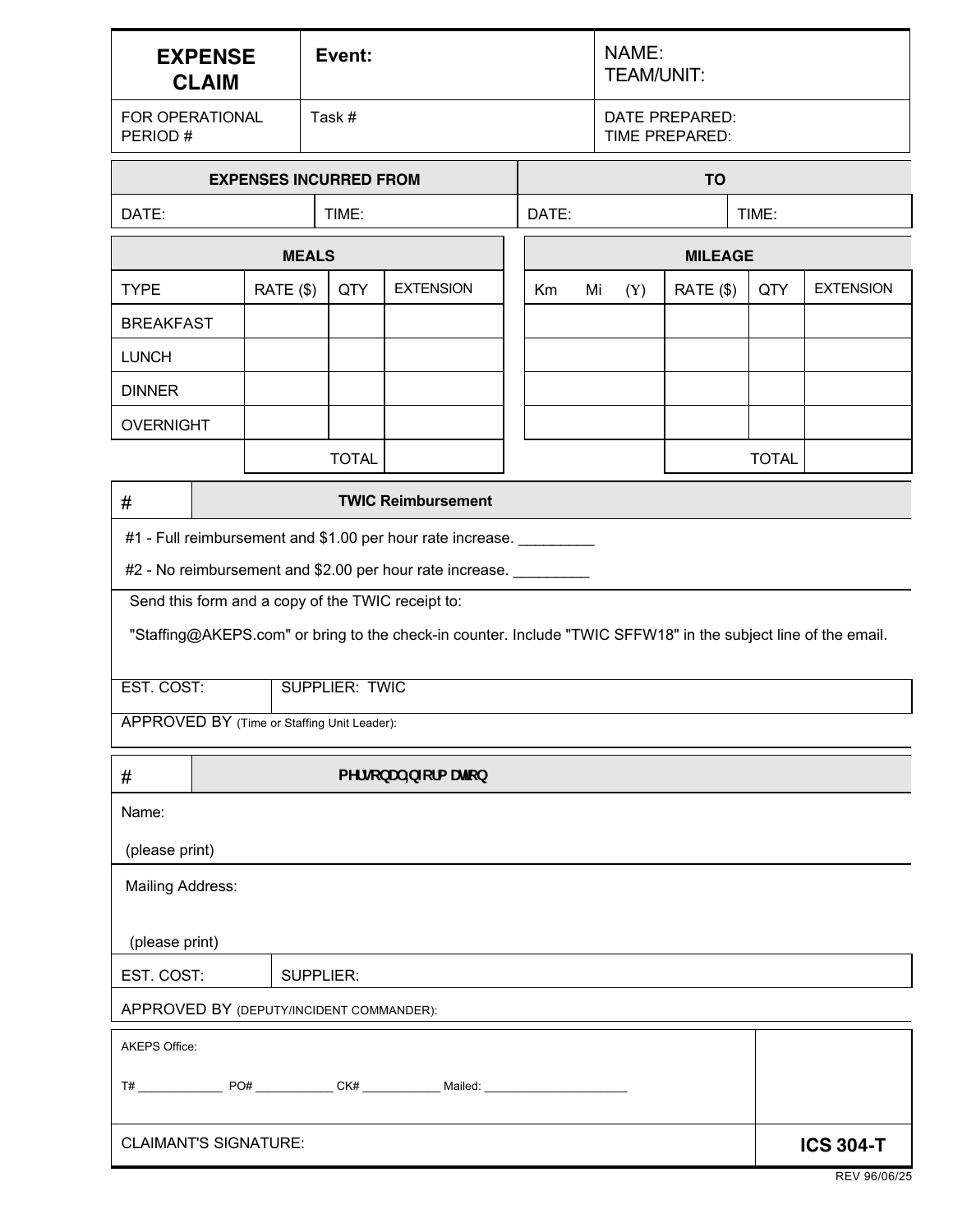| **EXPENSE CLAIM** | **Event:** | NAME:<br>TEAM/UNIT: |
|---|---|---|
| FOR OPERATIONAL PERIOD # | Task # | DATE PREPARED:<br>TIME PREPARED: |

| **EXPENSES INCURRED FROM** | | **TO** | |
|---|---|---|---|
| DATE: | TIME: | DATE: | TIME: |

| **MEALS** | | | |
|---|---|---|---|
| TYPE | RATE ($) | QTY | EXTENSION |
| BREAKFAST | | | |
| LUNCH | | | |
| DINNER | | | |
| OVERNIGHT | | | |
| | | TOTAL | |

| **MILEAGE** | | | |
|---|---|---|---|
| Km Mi (Y) | RATE ($) | QTY | EXTENSION |
| | | | |
| | | | |
| | | | |
| | | | |
| | | TOTAL | |

| # | **TWIC Reimbursement** |
|---|---|

#1 - Full reimbursement and $1.00 per hour rate increase. _________

#2 - No reimbursement and $2.00 per hour rate increase. _________

Send this form and a copy of the TWIC receipt to:

"Staffing@AKEPS.com" or bring to the check-in counter. Include "TWIC SFFW18" in the subject line of the email.

| EST. COST: | SUPPLIER: TWIC |
|---|---|

APPROVED BY (Time or Staffing Unit Leader):

| # | **PHUVRQDO,QIRUPDWLRQ** |
|---|---|

Name:

(please print)

Mailing Address:

(please print)

| EST. COST: | SUPPLIER: |
|---|---|

APPROVED BY (DEPUTY/INCIDENT COMMANDER):

AKEPS Office:

T# ____________ PO# ___________ CK# ___________ Mailed: ____________________

CLAIMANT'S SIGNATURE:

**ICS 304-T**

REV 96/06/25